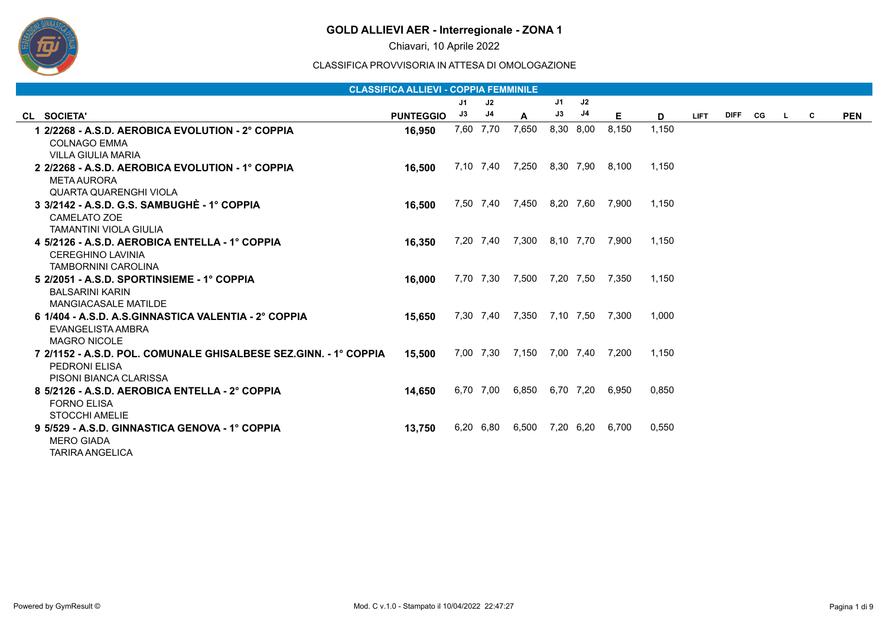# GOLD ALLIEVI AER - Interregionale - ZONA 1

Chiavari, 10 Aprile 2022

CLASSIFICA PROVVISORIA IN ATTESA DI OMOLOGAZIONE

## CLASSIFICA ALLIEVI - COPPIA FEMMINILE

| CL | SOCIETA' | PUNTEGGIO | J1 J3 | J2 J4 | A | J1 J3 | J2 J4 | E | D | LIFT | DIFF | CG | L | C | PEN |
|---|---|---|---|---|---|---|---|---|---|---|---|---|---|---|---|
| 1 | **2/2268 - A.S.D. AEROBICA EVOLUTION - 2° COPPIA**<br>COLNAGO EMMA<br>VILLA GIULIA MARIA | **16,950** | 7,60 | 7,70 | 7,650 | 8,30 | 8,00 | 8,150 | 1,150 | | | | | | |
| 2 | **2/2268 - A.S.D. AEROBICA EVOLUTION - 1° COPPIA**<br>META AURORA<br>QUARTA QUARENGHI VIOLA | **16,500** | 7,10 | 7,40 | 7,250 | 8,30 | 7,90 | 8,100 | 1,150 | | | | | | |
| 3 | **3/2142 - A.S.D. G.S. SAMBUGHÈ - 1° COPPIA**<br>CAMELATO ZOE<br>TAMANTINI VIOLA GIULIA | **16,500** | 7,50 | 7,40 | 7,450 | 8,20 | 7,60 | 7,900 | 1,150 | | | | | | |
| 4 | **5/2126 - A.S.D. AEROBICA ENTELLA - 1° COPPIA**<br>CEREGHINO LAVINIA<br>TAMBORNINI CAROLINA | **16,350** | 7,20 | 7,40 | 7,300 | 8,10 | 7,70 | 7,900 | 1,150 | | | | | | |
| 5 | **2/2051 - A.S.D. SPORTINSIEME - 1° COPPIA**<br>BALSARINI KARIN<br>MANGIACASALE MATILDE | **16,000** | 7,70 | 7,30 | 7,500 | 7,20 | 7,50 | 7,350 | 1,150 | | | | | | |
| 6 | **1/404 - A.S.D. A.S.GINNASTICA VALENTIA - 2° COPPIA**<br>EVANGELISTA AMBRA<br>MAGRO NICOLE | **15,650** | 7,30 | 7,40 | 7,350 | 7,10 | 7,50 | 7,300 | 1,000 | | | | | | |
| 7 | **2/1152 - A.S.D. POL. COMUNALE GHISALBESE SEZ.GINN. - 1° COPPIA**<br>PEDRONI ELISA<br>PISONI BIANCA CLARISSA | **15,500** | 7,00 | 7,30 | 7,150 | 7,00 | 7,40 | 7,200 | 1,150 | | | | | | |
| 8 | **5/2126 - A.S.D. AEROBICA ENTELLA - 2° COPPIA**<br>FORNO ELISA<br>STOCCHI AMELIE | **14,650** | 6,70 | 7,00 | 6,850 | 6,70 | 7,20 | 6,950 | 0,850 | | | | | | |
| 9 | **5/529 - A.S.D. GINNASTICA GENOVA - 1° COPPIA**<br>MERO GIADA<br>TARIRA ANGELICA | **13,750** | 6,20 | 6,80 | 6,500 | 7,20 | 6,20 | 6,700 | 0,550 | | | | | | |

Powered by GymResult ©

Mod. C v.1.0 - Stampato il 10/04/2022 22:47:27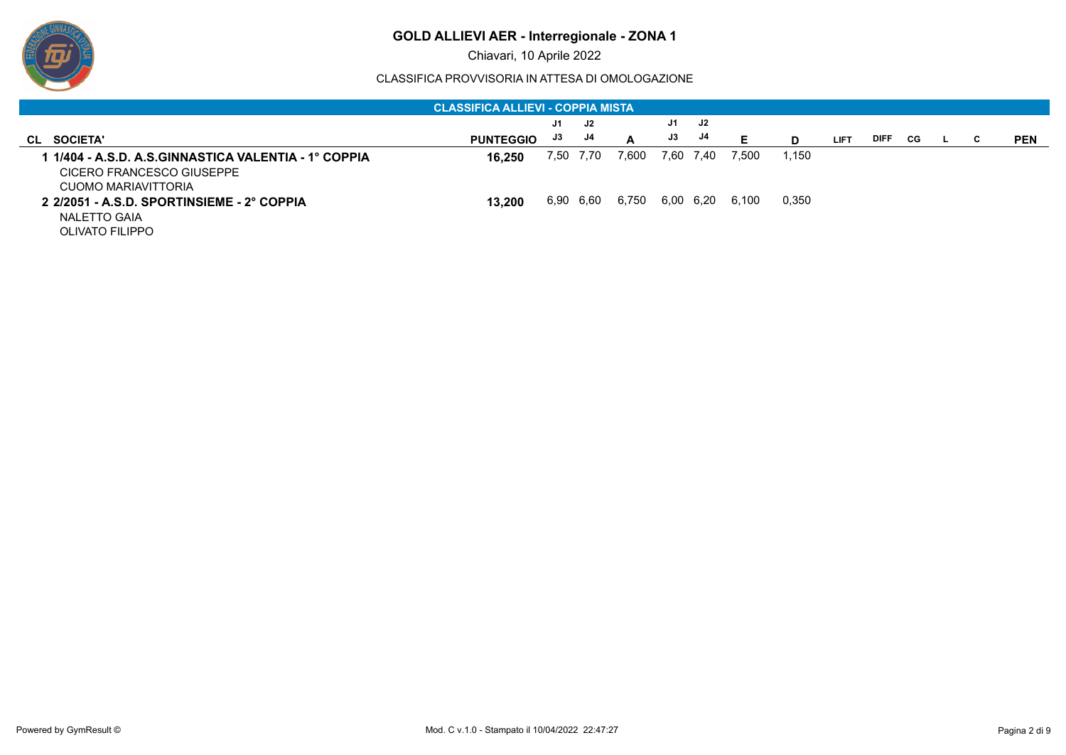# GOLD ALLIEVI AER - Interregionale - ZONA 1

Chiavari, 10 Aprile 2022

CLASSIFICA PROVVISORIA IN ATTESA DI OMOLOGAZIONE

**CLASSIFICA ALLIEVI - COPPIA MISTA**

| CL | SOCIETA' | PUNTEGGIO | J1 / J3 | J2 / J4 | A | J1 / J3 | J2 / J4 | E | D | LIFT | DIFF | CG | L | C | PEN |
|---|---|---|---|---|---|---|---|---|---|---|---|---|---|---|---|
| 1 | **1/404 - A.S.D. A.S.GINNASTICA VALENTIA - 1° COPPIA** | **16,250** | 7,50 | 7,70 | 7,600 | 7,60 | 7,40 | 7,500 | 1,150 | | | | | | |
| | CICERO FRANCESCO GIUSEPPE | | | | | | | | | | | | | | |
| | CUOMO MARIAVITTORIA | | | | | | | | | | | | | | |
| 2 | **2/2051 - A.S.D. SPORTINSIEME - 2° COPPIA** | **13,200** | 6,90 | 6,60 | 6,750 | 6,00 | 6,20 | 6,100 | 0,350 | | | | | | |
| | NALETTO GAIA | | | | | | | | | | | | | | |
| | OLIVATO FILIPPO | | | | | | | | | | | | | | |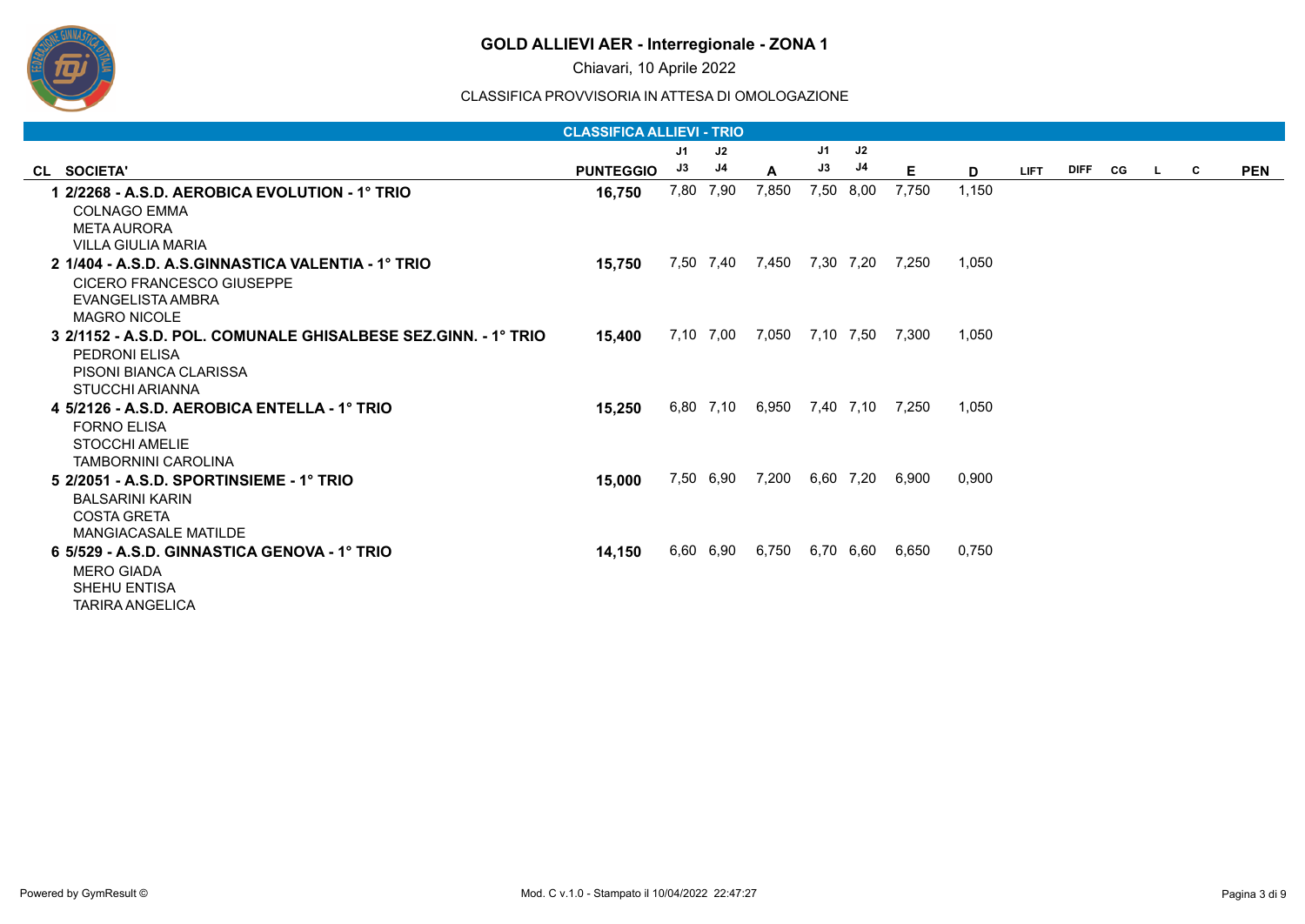# GOLD ALLIEVI AER - Interregionale - ZONA 1

Chiavari, 10 Aprile 2022

CLASSIFICA PROVVISORIA IN ATTESA DI OMOLOGAZIONE

## CLASSIFICA ALLIEVI - TRIO

| CL | SOCIETA' | PUNTEGGIO | J1 J3 | J2 J4 | A | J1 J3 | J2 J4 | E | D | LIFT | DIFF | CG | L | C | PEN |
|---|---|---|---|---|---|---|---|---|---|---|---|---|---|---|---|
| 1 | **2/2268 - A.S.D. AEROBICA EVOLUTION - 1° TRIO** | **16,750** | 7,80 | 7,90 | 7,850 | 7,50 | 8,00 | 7,750 | 1,150 | | | | | | |
| | COLNAGO EMMA | | | | | | | | | | | | | | |
| | META AURORA | | | | | | | | | | | | | | |
| | VILLA GIULIA MARIA | | | | | | | | | | | | | | |
| 2 | **1/404 - A.S.D. A.S.GINNASTICA VALENTIA - 1° TRIO** | **15,750** | 7,50 | 7,40 | 7,450 | 7,30 | 7,20 | 7,250 | 1,050 | | | | | | |
| | CICERO FRANCESCO GIUSEPPE | | | | | | | | | | | | | | |
| | EVANGELISTA AMBRA | | | | | | | | | | | | | | |
| | MAGRO NICOLE | | | | | | | | | | | | | | |
| 3 | **2/1152 - A.S.D. POL. COMUNALE GHISALBESE SEZ.GINN. - 1° TRIO** | **15,400** | 7,10 | 7,00 | 7,050 | 7,10 | 7,50 | 7,300 | 1,050 | | | | | | |
| | PEDRONI ELISA | | | | | | | | | | | | | | |
| | PISONI BIANCA CLARISSA | | | | | | | | | | | | | | |
| | STUCCHI ARIANNA | | | | | | | | | | | | | | |
| 4 | **5/2126 - A.S.D. AEROBICA ENTELLA - 1° TRIO** | **15,250** | 6,80 | 7,10 | 6,950 | 7,40 | 7,10 | 7,250 | 1,050 | | | | | | |
| | FORNO ELISA | | | | | | | | | | | | | | |
| | STOCCHI AMELIE | | | | | | | | | | | | | | |
| | TAMBORNINI CAROLINA | | | | | | | | | | | | | | |
| 5 | **2/2051 - A.S.D. SPORTINSIEME - 1° TRIO** | **15,000** | 7,50 | 6,90 | 7,200 | 6,60 | 7,20 | 6,900 | 0,900 | | | | | | |
| | BALSARINI KARIN | | | | | | | | | | | | | | |
| | COSTA GRETA | | | | | | | | | | | | | | |
| | MANGIACASALE MATILDE | | | | | | | | | | | | | | |
| 6 | **5/529 - A.S.D. GINNASTICA GENOVA - 1° TRIO** | **14,150** | 6,60 | 6,90 | 6,750 | 6,70 | 6,60 | 6,650 | 0,750 | | | | | | |
| | MERO GIADA | | | | | | | | | | | | | | |
| | SHEHU ENTISA | | | | | | | | | | | | | | |
| | TARIRA ANGELICA | | | | | | | | | | | | | | |

Powered by GymResult ©

Mod. C v.1.0 - Stampato il 10/04/2022 22:47:27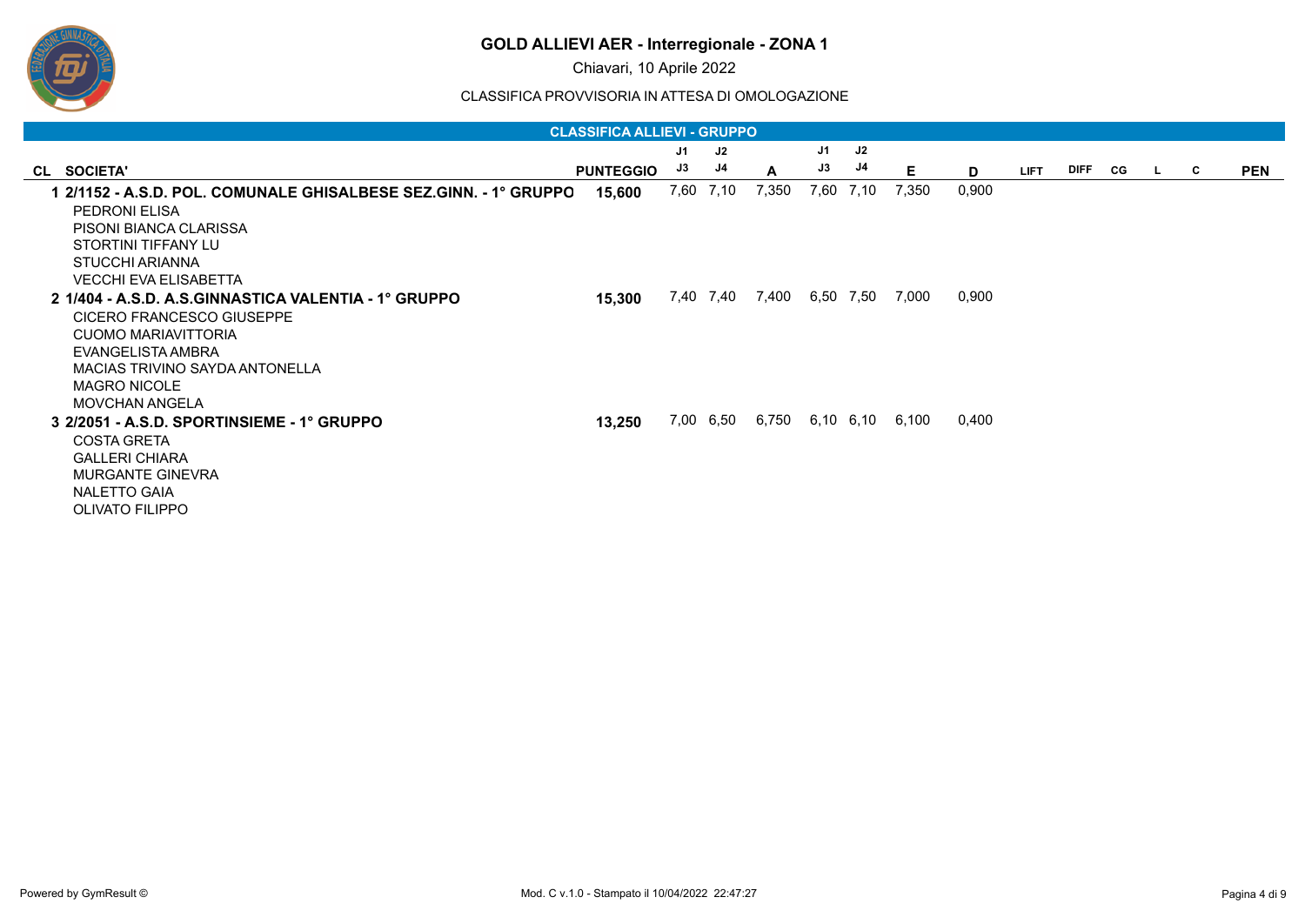# GOLD ALLIEVI AER - Interregionale - ZONA 1

Chiavari, 10 Aprile 2022

CLASSIFICA PROVVISORIA IN ATTESA DI OMOLOGAZIONE

## CLASSIFICA ALLIEVI - GRUPPO

| CL | SOCIETA' | PUNTEGGIO | J1 / J3 | J2 / J4 | A | J1 / J3 | J2 / J4 | E | D | LIFT | DIFF | CG | L | C | PEN |
|---|---|---|---|---|---|---|---|---|---|---|---|---|---|---|---|
| 1 | **2/1152 - A.S.D. POL. COMUNALE GHISALBESE SEZ.GINN. - 1° GRUPPO** | **15,600** | 7,60 | 7,10 | 7,350 | 7,60 | 7,10 | 7,350 | 0,900 | | | | | | |
| | PEDRONI ELISA | | | | | | | | | | | | | | |
| | PISONI BIANCA CLARISSA | | | | | | | | | | | | | | |
| | STORTINI TIFFANY LU | | | | | | | | | | | | | | |
| | STUCCHI ARIANNA | | | | | | | | | | | | | | |
| | VECCHI EVA ELISABETTA | | | | | | | | | | | | | | |
| 2 | **1/404 - A.S.D. A.S.GINNASTICA VALENTIA - 1° GRUPPO** | **15,300** | 7,40 | 7,40 | 7,400 | 6,50 | 7,50 | 7,000 | 0,900 | | | | | | |
| | CICERO FRANCESCO GIUSEPPE | | | | | | | | | | | | | | |
| | CUOMO MARIAVITTORIA | | | | | | | | | | | | | | |
| | EVANGELISTA AMBRA | | | | | | | | | | | | | | |
| | MACIAS TRIVINO SAYDA ANTONELLA | | | | | | | | | | | | | | |
| | MAGRO NICOLE | | | | | | | | | | | | | | |
| | MOVCHAN ANGELA | | | | | | | | | | | | | | |
| 3 | **2/2051 - A.S.D. SPORTINSIEME - 1° GRUPPO** | **13,250** | 7,00 | 6,50 | 6,750 | 6,10 | 6,10 | 6,100 | 0,400 | | | | | | |
| | COSTA GRETA | | | | | | | | | | | | | | |
| | GALLERI CHIARA | | | | | | | | | | | | | | |
| | MURGANTE GINEVRA | | | | | | | | | | | | | | |
| | NALETTO GAIA | | | | | | | | | | | | | | |
| | OLIVATO FILIPPO | | | | | | | | | | | | | | |

Powered by GymResult © — Mod. C v.1.0 - Stampato il 10/04/2022 22:47:27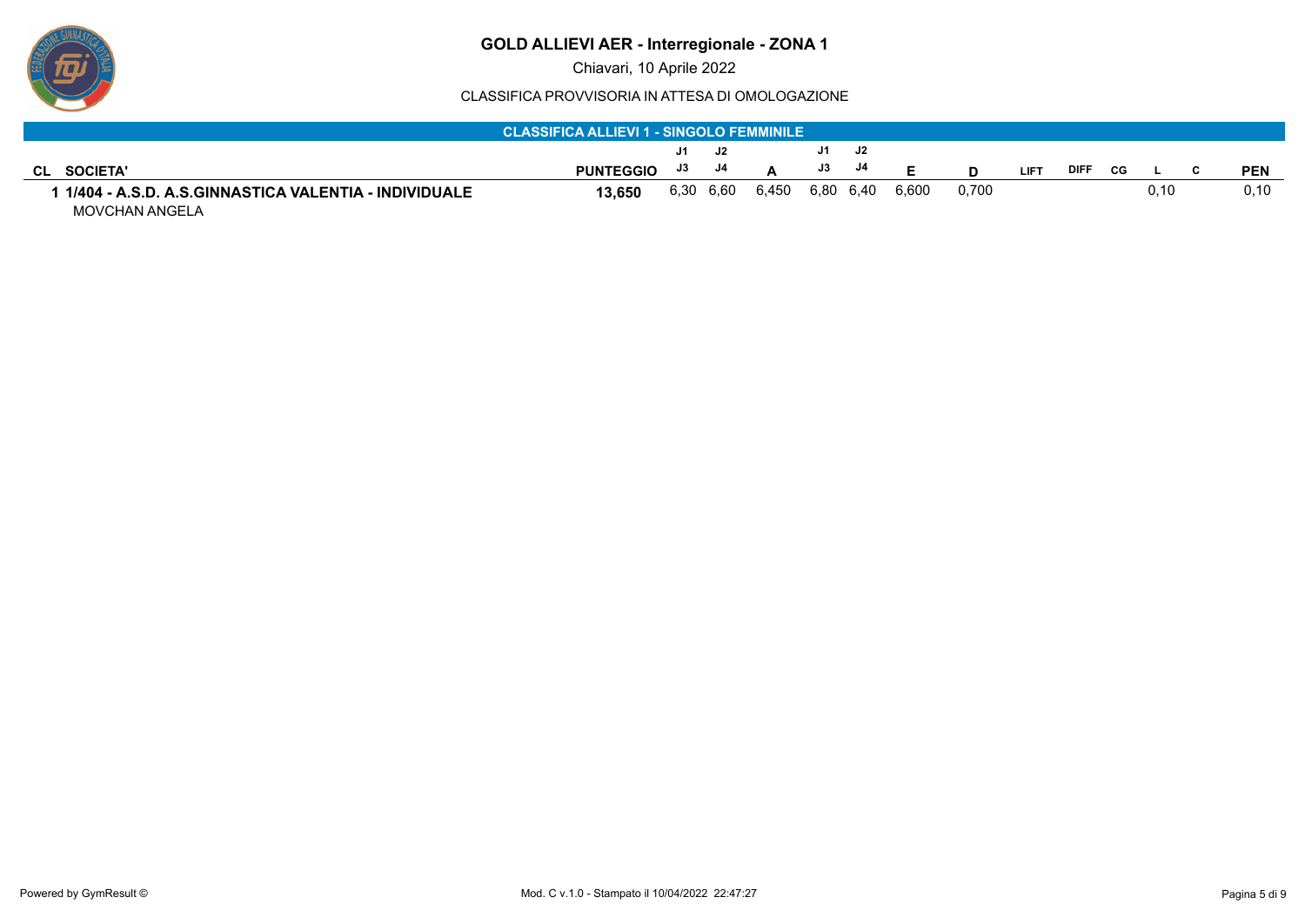# GOLD ALLIEVI AER - Interregionale - ZONA 1

Chiavari, 10 Aprile 2022

CLASSIFICA PROVVISORIA IN ATTESA DI OMOLOGAZIONE

## CLASSIFICA ALLIEVI 1 - SINGOLO FEMMINILE

| CL | SOCIETA' | PUNTEGGIO | J1 J3 | J2 J4 | A | J1 J3 | J2 J4 | E | D | LIFT | DIFF | CG | L | C | PEN |
|---|---|---|---|---|---|---|---|---|---|---|---|---|---|---|---|
| 1 | **1/404 - A.S.D. A.S.GINNASTICA VALENTIA - INDIVIDUALE**<br>MOVCHAN ANGELA | **13,650** | 6,30 | 6,60 | 6,450 | 6,80 | 6,40 | 6,600 | 0,700 | | | | 0,10 | | 0,10 |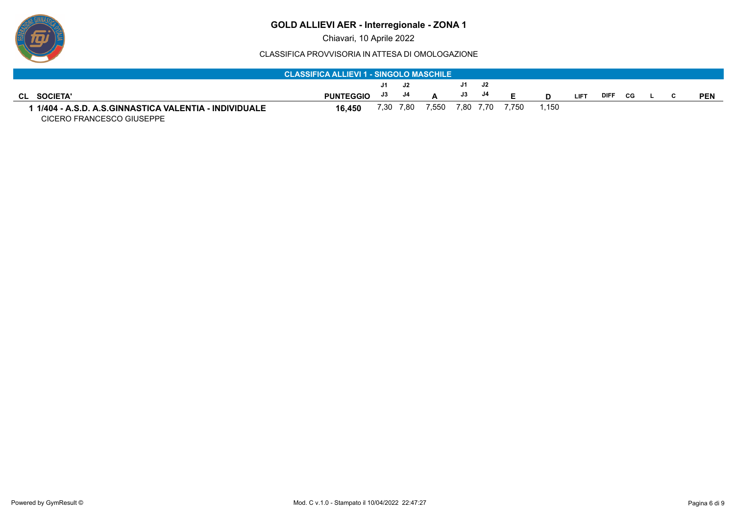# GOLD ALLIEVI AER - Interregionale - ZONA 1

Chiavari, 10 Aprile 2022

CLASSIFICA PROVVISORIA IN ATTESA DI OMOLOGAZIONE

## CLASSIFICA ALLIEVI 1 - SINGOLO MASCHILE

| CL | SOCIETA' | PUNTEGGIO | J1 J3 | J2 J4 | A | J1 J3 | J2 J4 | E | D | LIFT | DIFF | CG | L | C | PEN |
|---|---|---|---|---|---|---|---|---|---|---|---|---|---|---|---|
| 1 | **1/404 - A.S.D. A.S.GINNASTICA VALENTIA - INDIVIDUALE** <br> CICERO FRANCESCO GIUSEPPE | **16,450** | 7,30 | 7,80 | 7,550 | 7,80 | 7,70 | 7,750 | 1,150 | | | | | | |

Powered by GymResult ©

Mod. C v.1.0 - Stampato il 10/04/2022 22:47:27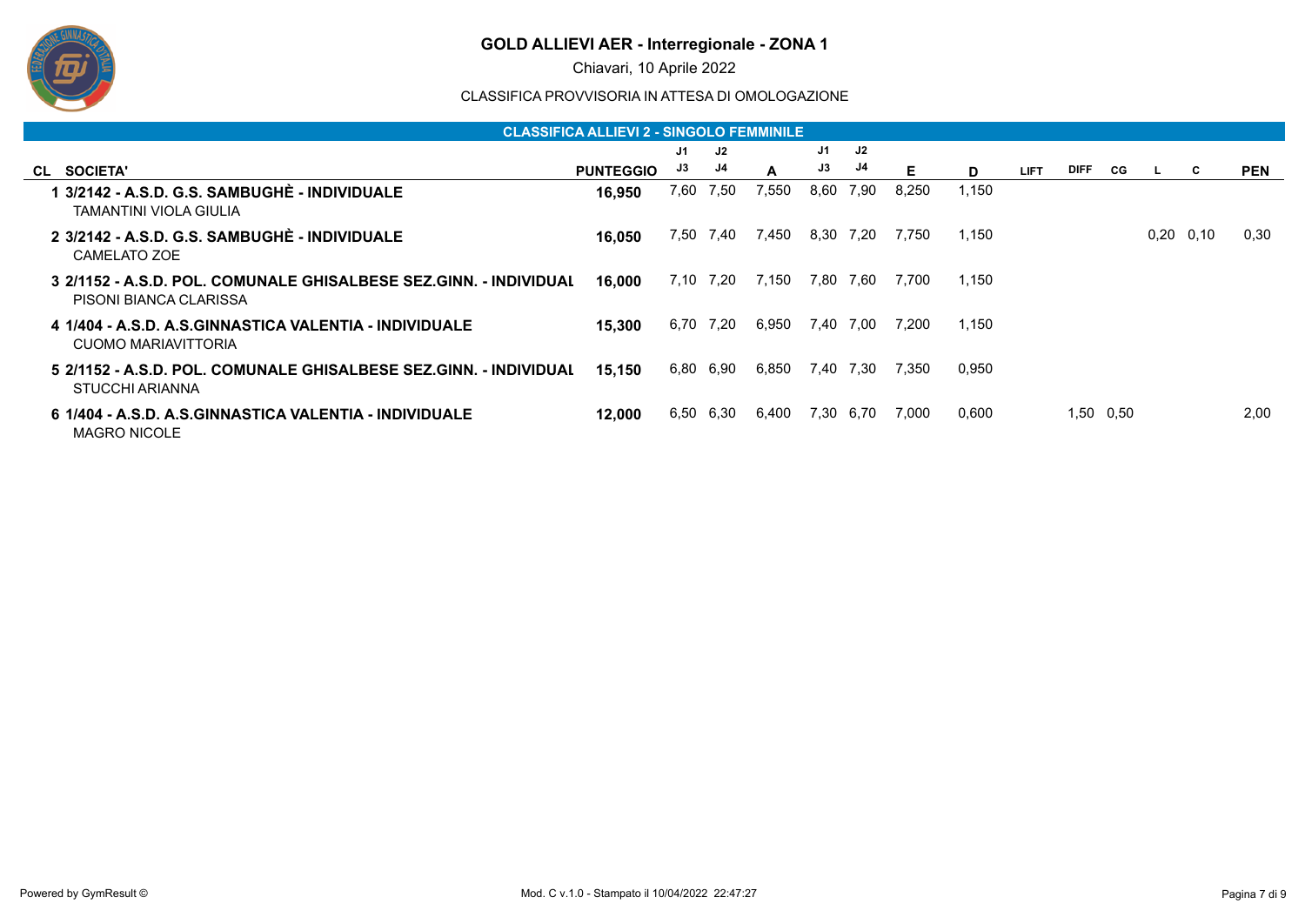# GOLD ALLIEVI AER - Interregionale - ZONA 1

Chiavari, 10 Aprile 2022

CLASSIFICA PROVVISORIA IN ATTESA DI OMOLOGAZIONE

## CLASSIFICA ALLIEVI 2 - SINGOLO FEMMINILE

| CL | SOCIETA' | PUNTEGGIO | J1 J3 | J2 J4 | A | J1 J3 | J2 J4 | E | D | LIFT | DIFF | CG | L | C | PEN |
|---|---|---|---|---|---|---|---|---|---|---|---|---|---|---|---|
| 1 | **3/2142 - A.S.D. G.S. SAMBUGHÈ - INDIVIDUALE**<br>TAMANTINI VIOLA GIULIA | **16,950** | 7,60 | 7,50 | 7,550 | 8,60 | 7,90 | 8,250 | 1,150 | | | | | | |
| 2 | **3/2142 - A.S.D. G.S. SAMBUGHÈ - INDIVIDUALE**<br>CAMELATO ZOE | **16,050** | 7,50 | 7,40 | 7,450 | 8,30 | 7,20 | 7,750 | 1,150 | | | | 0,20 | 0,10 | 0,30 |
| 3 | **2/1152 - A.S.D. POL. COMUNALE GHISALBESE SEZ.GINN. - INDIVIDUAL**<br>PISONI BIANCA CLARISSA | **16,000** | 7,10 | 7,20 | 7,150 | 7,80 | 7,60 | 7,700 | 1,150 | | | | | | |
| 4 | **1/404 - A.S.D. A.S.GINNASTICA VALENTIA - INDIVIDUALE**<br>CUOMO MARIAVITTORIA | **15,300** | 6,70 | 7,20 | 6,950 | 7,40 | 7,00 | 7,200 | 1,150 | | | | | | |
| 5 | **2/1152 - A.S.D. POL. COMUNALE GHISALBESE SEZ.GINN. - INDIVIDUAL**<br>STUCCHI ARIANNA | **15,150** | 6,80 | 6,90 | 6,850 | 7,40 | 7,30 | 7,350 | 0,950 | | | | | | |
| 6 | **1/404 - A.S.D. A.S.GINNASTICA VALENTIA - INDIVIDUALE**<br>MAGRO NICOLE | **12,000** | 6,50 | 6,30 | 6,400 | 7,30 | 6,70 | 7,000 | 0,600 | | 1,50 | 0,50 | | | 2,00 |

Powered by GymResult © Mod. C v.1.0 - Stampato il 10/04/2022 22:47:27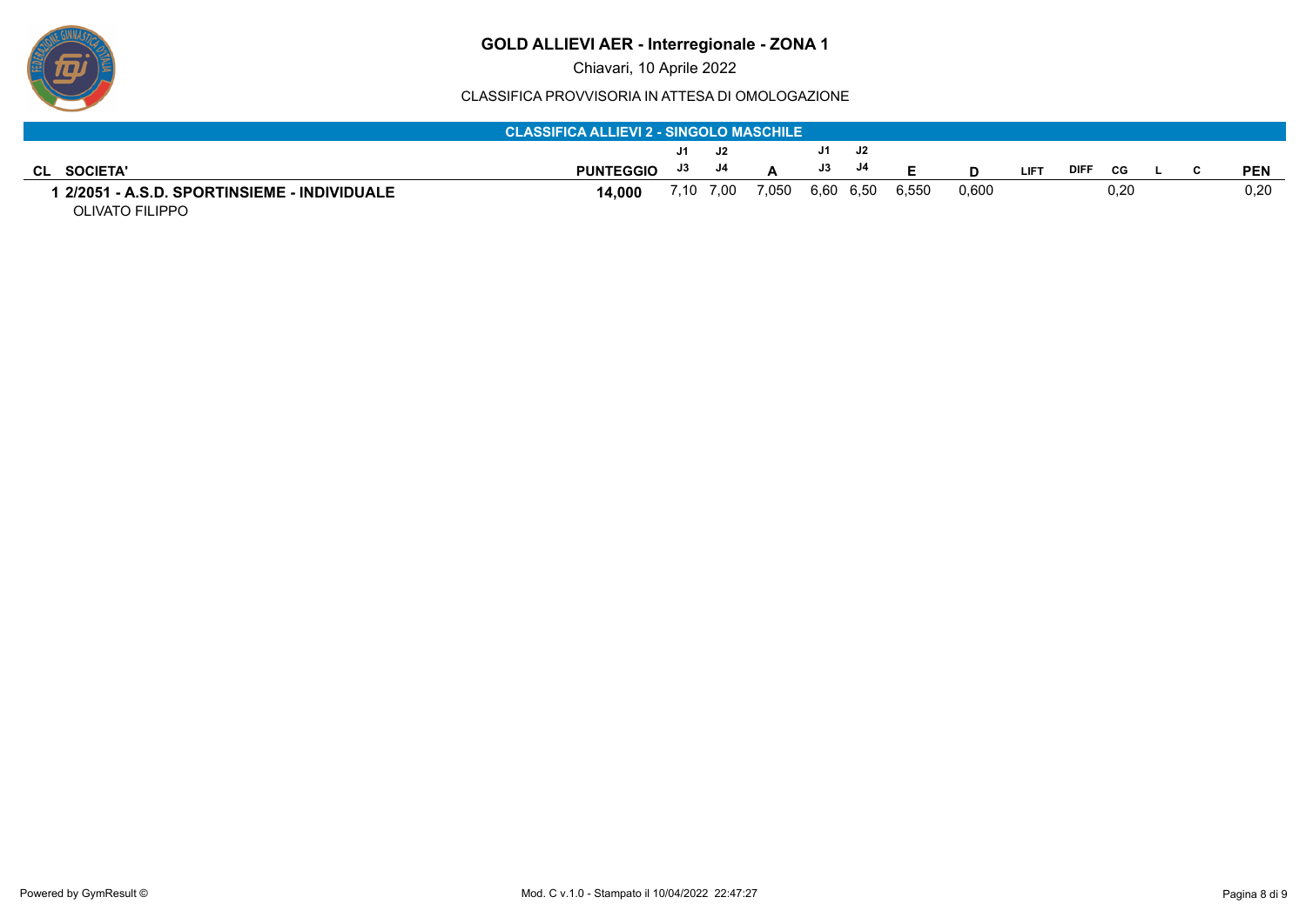# GOLD ALLIEVI AER - Interregionale - ZONA 1

Chiavari, 10 Aprile 2022

CLASSIFICA PROVVISORIA IN ATTESA DI OMOLOGAZIONE

**CLASSIFICA ALLIEVI 2 - SINGOLO MASCHILE**

| CL | SOCIETA' | PUNTEGGIO | J1 J3 | J2 J4 | A | J1 J3 | J2 J4 | E | D | LIFT | DIFF | CG | L | C | PEN |
|---|---|---|---|---|---|---|---|---|---|---|---|---|---|---|---|
| 1 | **2/2051 - A.S.D. SPORTINSIEME - INDIVIDUALE** | **14,000** | 7,10 | 7,00 | 7,050 | 6,60 | 6,50 | 6,550 | 0,600 | | | 0,20 | | | 0,20 |
| | OLIVATO FILIPPO | | | | | | | | | | | | | | |

Powered by GymResult ©

Mod. C v.1.0 - Stampato il 10/04/2022 22:47:27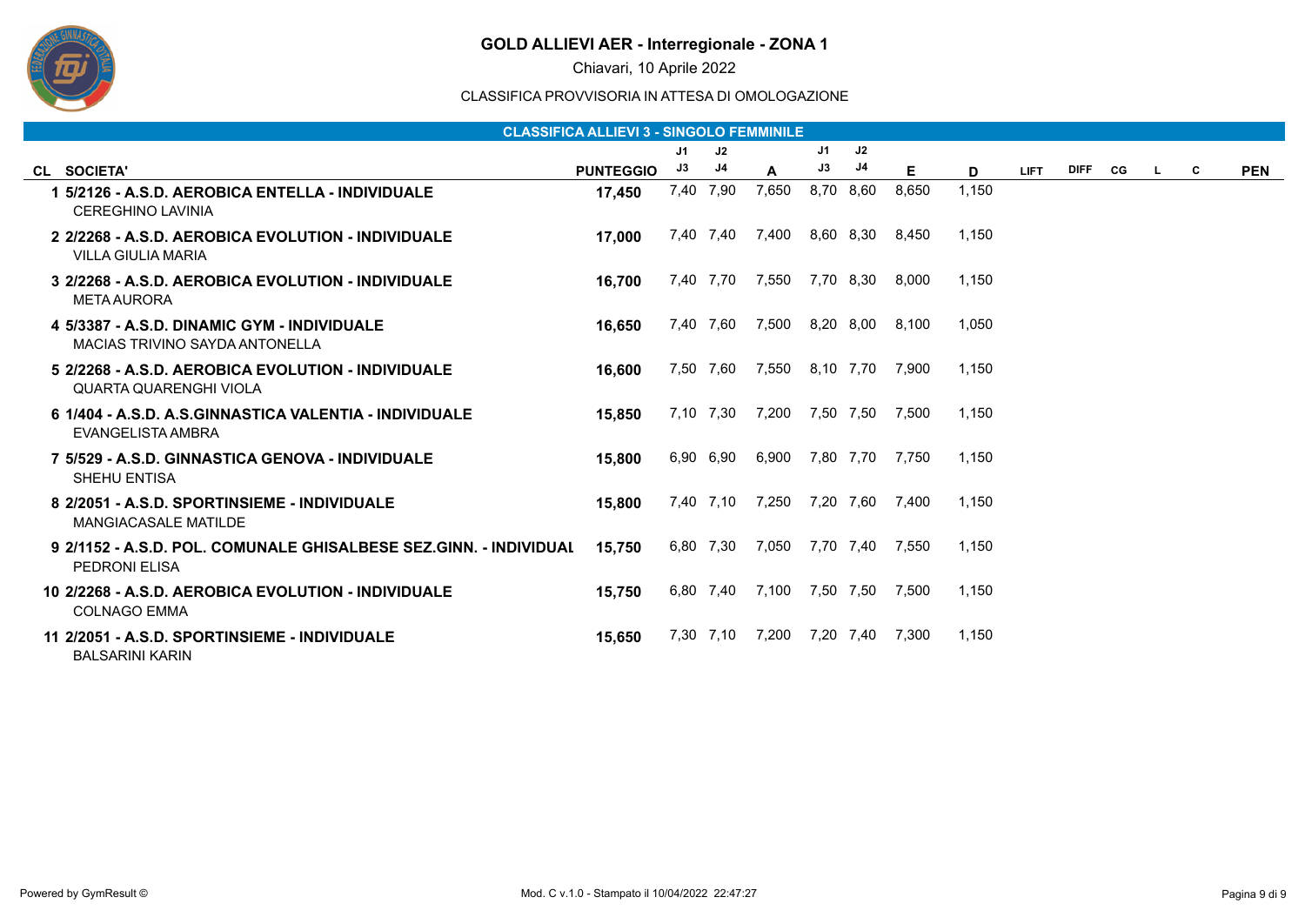# GOLD ALLIEVI AER - Interregionale - ZONA 1

Chiavari, 10 Aprile 2022

CLASSIFICA PROVVISORIA IN ATTESA DI OMOLOGAZIONE

## CLASSIFICA ALLIEVI 3 - SINGOLO FEMMINILE

| CL | SOCIETA' | PUNTEGGIO | J1 J3 | J2 J4 | A | J1 J3 | J2 J4 | E | D | LIFT | DIFF | CG | L | C | PEN |
|---|---|---|---|---|---|---|---|---|---|---|---|---|---|---|---|
| 1 | 5/2126 - A.S.D. AEROBICA ENTELLA - INDIVIDUALE<br>CEREGHINO LAVINIA | 17,450 | 7,40 | 7,90 | 7,650 | 8,70 | 8,60 | 8,650 | 1,150 | | | | | | |
| 2 | 2/2268 - A.S.D. AEROBICA EVOLUTION - INDIVIDUALE<br>VILLA GIULIA MARIA | 17,000 | 7,40 | 7,40 | 7,400 | 8,60 | 8,30 | 8,450 | 1,150 | | | | | | |
| 3 | 2/2268 - A.S.D. AEROBICA EVOLUTION - INDIVIDUALE<br>META AURORA | 16,700 | 7,40 | 7,70 | 7,550 | 7,70 | 8,30 | 8,000 | 1,150 | | | | | | |
| 4 | 5/3387 - A.S.D. DINAMIC GYM - INDIVIDUALE<br>MACIAS TRIVINO SAYDA ANTONELLA | 16,650 | 7,40 | 7,60 | 7,500 | 8,20 | 8,00 | 8,100 | 1,050 | | | | | | |
| 5 | 2/2268 - A.S.D. AEROBICA EVOLUTION - INDIVIDUALE<br>QUARTA QUARENGHI VIOLA | 16,600 | 7,50 | 7,60 | 7,550 | 8,10 | 7,70 | 7,900 | 1,150 | | | | | | |
| 6 | 1/404 - A.S.D. A.S.GINNASTICA VALENTIA - INDIVIDUALE<br>EVANGELISTA AMBRA | 15,850 | 7,10 | 7,30 | 7,200 | 7,50 | 7,50 | 7,500 | 1,150 | | | | | | |
| 7 | 5/529 - A.S.D. GINNASTICA GENOVA - INDIVIDUALE<br>SHEHU ENTISA | 15,800 | 6,90 | 6,90 | 6,900 | 7,80 | 7,70 | 7,750 | 1,150 | | | | | | |
| 8 | 2/2051 - A.S.D. SPORTINSIEME - INDIVIDUALE<br>MANGIACASALE MATILDE | 15,800 | 7,40 | 7,10 | 7,250 | 7,20 | 7,60 | 7,400 | 1,150 | | | | | | |
| 9 | 2/1152 - A.S.D. POL. COMUNALE GHISALBESE SEZ.GINN. - INDIVIDUAL<br>PEDRONI ELISA | 15,750 | 6,80 | 7,30 | 7,050 | 7,70 | 7,40 | 7,550 | 1,150 | | | | | | |
| 10 | 2/2268 - A.S.D. AEROBICA EVOLUTION - INDIVIDUALE<br>COLNAGO EMMA | 15,750 | 6,80 | 7,40 | 7,100 | 7,50 | 7,50 | 7,500 | 1,150 | | | | | | |
| 11 | 2/2051 - A.S.D. SPORTINSIEME - INDIVIDUALE<br>BALSARINI KARIN | 15,650 | 7,30 | 7,10 | 7,200 | 7,20 | 7,40 | 7,300 | 1,150 | | | | | | |

Powered by GymResult © Mod. C v.1.0 - Stampato il 10/04/2022 22:47:27